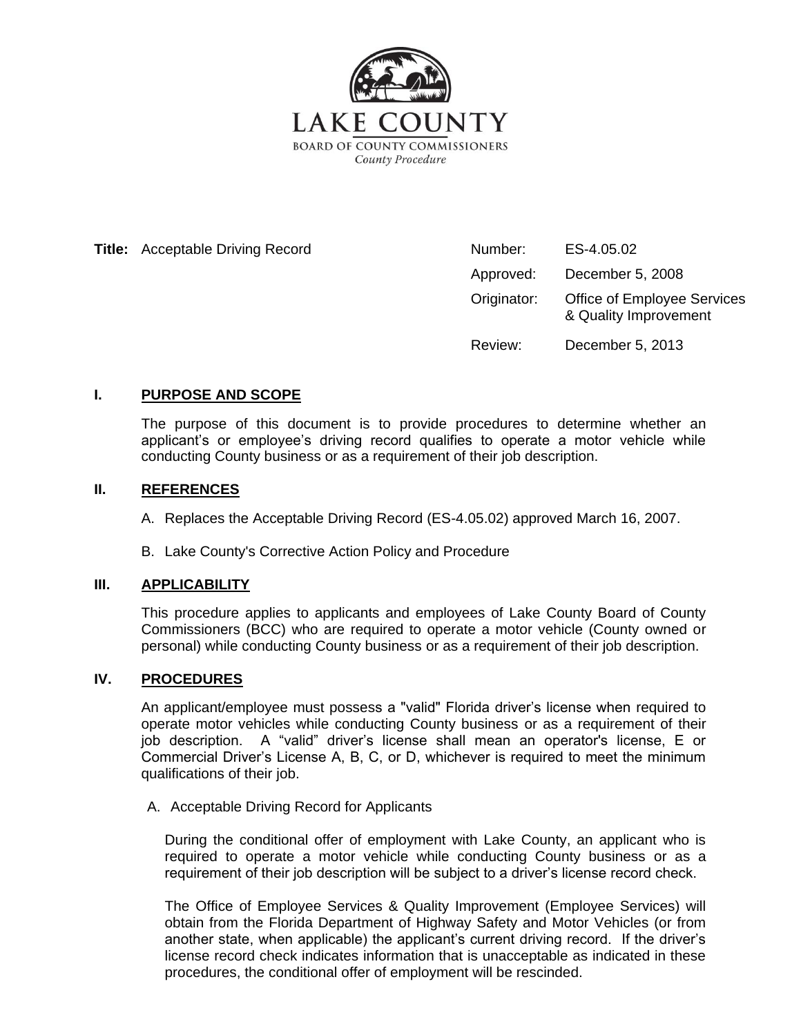# LAKE COUNTY

BOARD OF COUNTY COMMISSIONERS

*County Procedure*

**Title:** Acceptable Driving Record

| | |
|---|---|
| Number: | ES-4.05.02 |
| Approved: | December 5, 2008 |
| Originator: | Office of Employee Services & Quality Improvement |
| Review: | December 5, 2013 |

## I. PURPOSE AND SCOPE

The purpose of this document is to provide procedures to determine whether an applicant's or employee's driving record qualifies to operate a motor vehicle while conducting County business or as a requirement of their job description.

## II. REFERENCES

A. Replaces the Acceptable Driving Record (ES-4.05.02) approved March 16, 2007.

B. Lake County's Corrective Action Policy and Procedure

## III. APPLICABILITY

This procedure applies to applicants and employees of Lake County Board of County Commissioners (BCC) who are required to operate a motor vehicle (County owned or personal) while conducting County business or as a requirement of their job description.

## IV. PROCEDURES

An applicant/employee must possess a "valid" Florida driver's license when required to operate motor vehicles while conducting County business or as a requirement of their job description. A "valid" driver's license shall mean an operator's license, E or Commercial Driver's License A, B, C, or D, whichever is required to meet the minimum qualifications of their job.

A. Acceptable Driving Record for Applicants

During the conditional offer of employment with Lake County, an applicant who is required to operate a motor vehicle while conducting County business or as a requirement of their job description will be subject to a driver's license record check.

The Office of Employee Services & Quality Improvement (Employee Services) will obtain from the Florida Department of Highway Safety and Motor Vehicles (or from another state, when applicable) the applicant's current driving record. If the driver's license record check indicates information that is unacceptable as indicated in these procedures, the conditional offer of employment will be rescinded.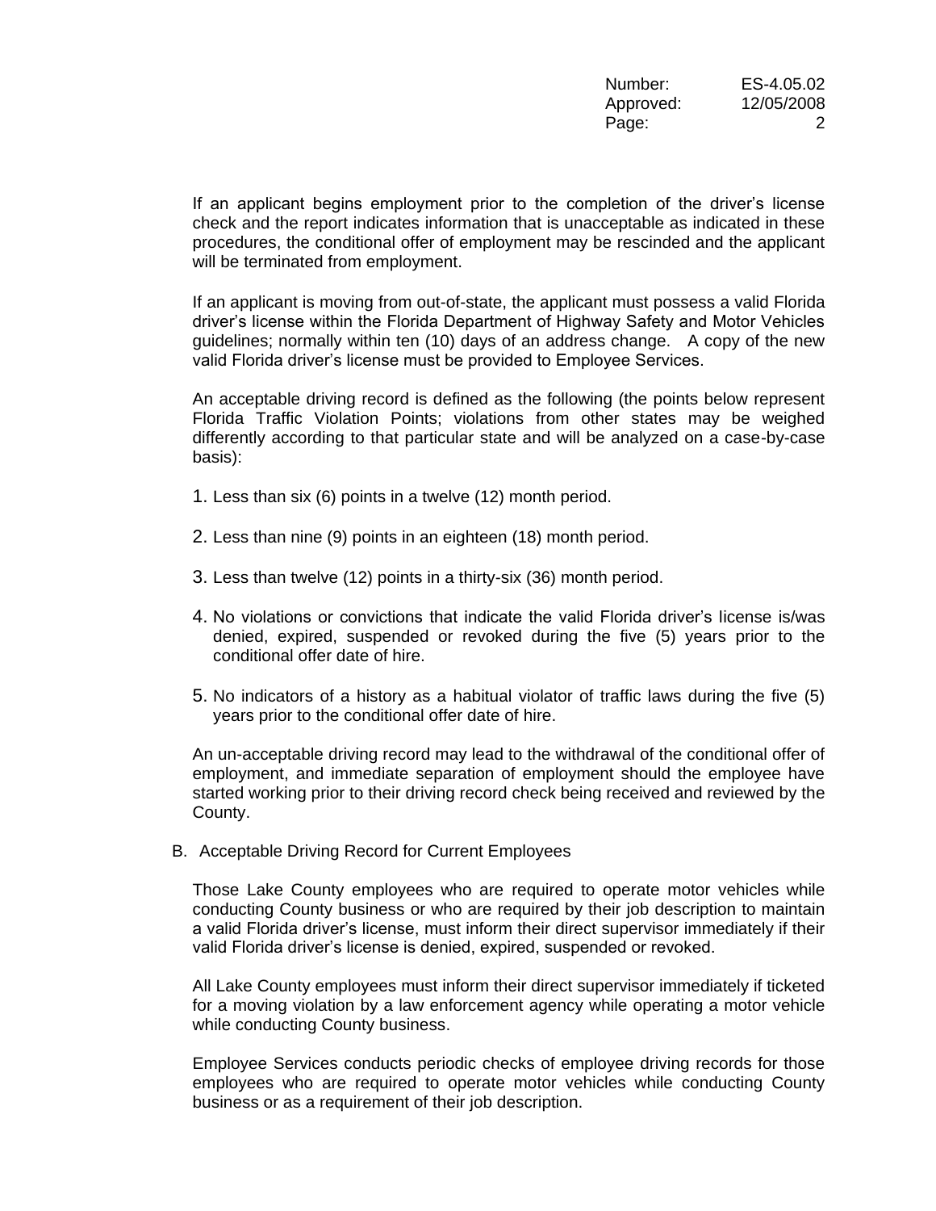If an applicant begins employment prior to the completion of the driver's license check and the report indicates information that is unacceptable as indicated in these procedures, the conditional offer of employment may be rescinded and the applicant will be terminated from employment.

If an applicant is moving from out-of-state, the applicant must possess a valid Florida driver's license within the Florida Department of Highway Safety and Motor Vehicles guidelines; normally within ten (10) days of an address change. A copy of the new valid Florida driver's license must be provided to Employee Services.

An acceptable driving record is defined as the following (the points below represent Florida Traffic Violation Points; violations from other states may be weighed differently according to that particular state and will be analyzed on a case-by-case basis):

1. Less than six (6) points in a twelve (12) month period.
2. Less than nine (9) points in an eighteen (18) month period.
3. Less than twelve (12) points in a thirty-six (36) month period.
4. No violations or convictions that indicate the valid Florida driver's license is/was denied, expired, suspended or revoked during the five (5) years prior to the conditional offer date of hire.
5. No indicators of a history as a habitual violator of traffic laws during the five (5) years prior to the conditional offer date of hire.

An un-acceptable driving record may lead to the withdrawal of the conditional offer of employment, and immediate separation of employment should the employee have started working prior to their driving record check being received and reviewed by the County.

B. Acceptable Driving Record for Current Employees

Those Lake County employees who are required to operate motor vehicles while conducting County business or who are required by their job description to maintain a valid Florida driver's license, must inform their direct supervisor immediately if their valid Florida driver's license is denied, expired, suspended or revoked.

All Lake County employees must inform their direct supervisor immediately if ticketed for a moving violation by a law enforcement agency while operating a motor vehicle while conducting County business.

Employee Services conducts periodic checks of employee driving records for those employees who are required to operate motor vehicles while conducting County business or as a requirement of their job description.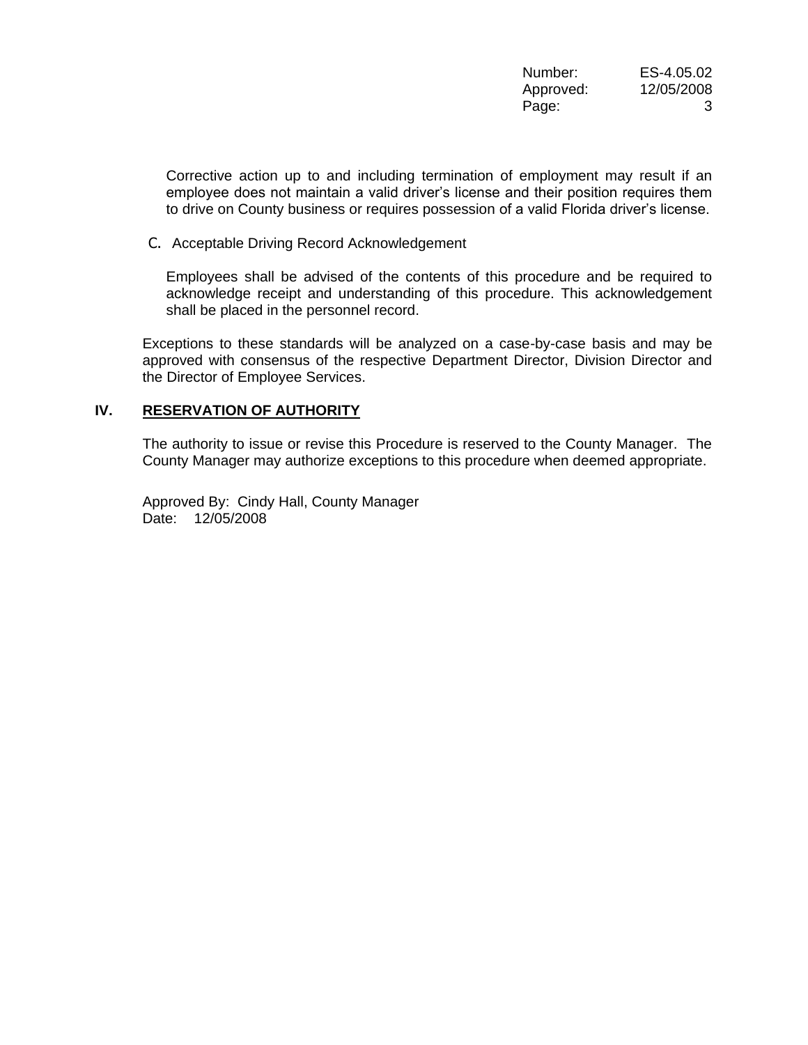Corrective action up to and including termination of employment may result if an employee does not maintain a valid driver's license and their position requires them to drive on County business or requires possession of a valid Florida driver's license.

C. Acceptable Driving Record Acknowledgement

Employees shall be advised of the contents of this procedure and be required to acknowledge receipt and understanding of this procedure. This acknowledgement shall be placed in the personnel record.

Exceptions to these standards will be analyzed on a case-by-case basis and may be approved with consensus of the respective Department Director, Division Director and the Director of Employee Services.

## IV. RESERVATION OF AUTHORITY

The authority to issue or revise this Procedure is reserved to the County Manager. The County Manager may authorize exceptions to this procedure when deemed appropriate.

Approved By: Cindy Hall, County Manager
Date: 12/05/2008